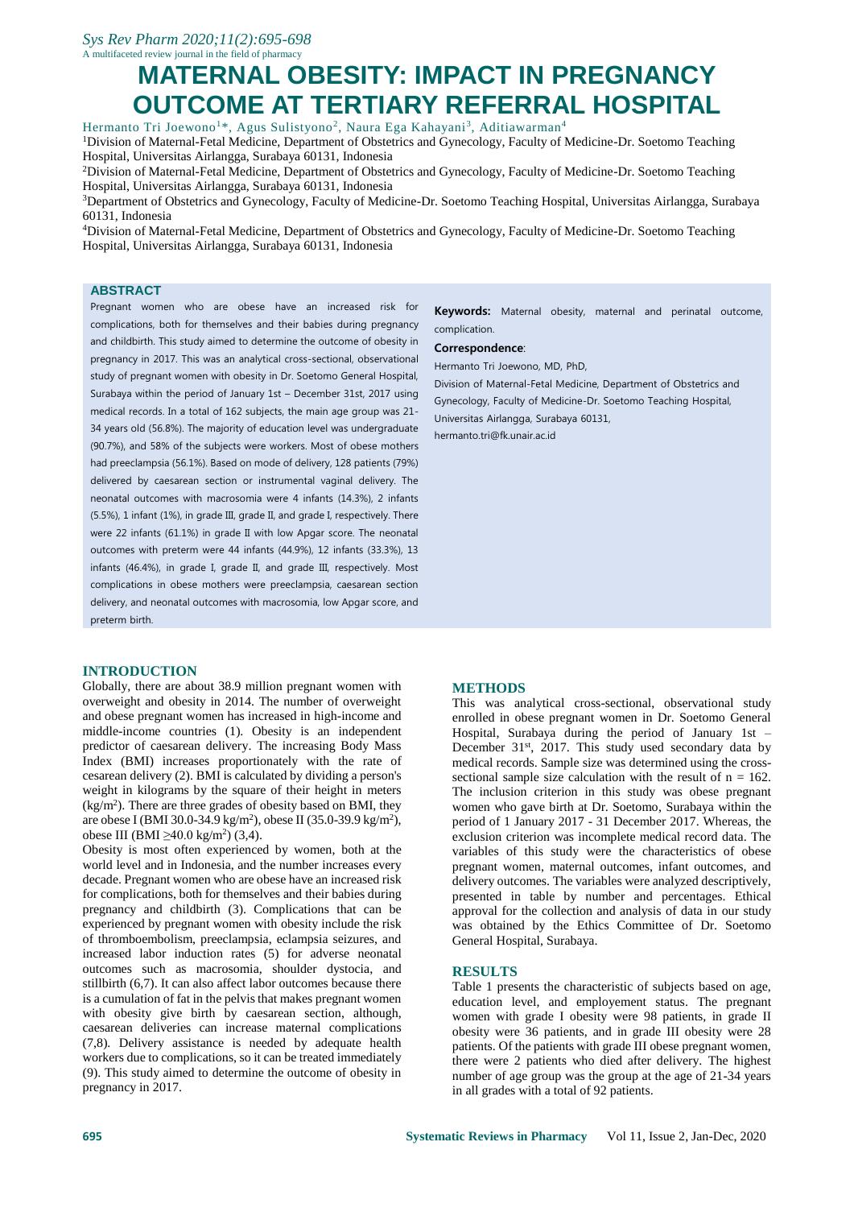# MATERNAL OBESITY: IMPACT IN PREGNANCY OUTCOME AT TERTIARY REFERRAL HOSPITAL

Hermanto Tri Joewono[1]*, Agus Sulistyono[2], Naura Ega Kahayani[3], Aditiawarman[4]

[1]Division of Maternal-Fetal Medicine, Department of Obstetrics and Gynecology, Faculty of Medicine-Dr. Soetomo Teaching Hospital, Universitas Airlangga, Surabaya 60131, Indonesia

[2]Division of Maternal-Fetal Medicine, Department of Obstetrics and Gynecology, Faculty of Medicine-Dr. Soetomo Teaching Hospital, Universitas Airlangga, Surabaya 60131, Indonesia

[3]Department of Obstetrics and Gynecology, Faculty of Medicine-Dr. Soetomo Teaching Hospital, Universitas Airlangga, Surabaya 60131, Indonesia

[4]Division of Maternal-Fetal Medicine, Department of Obstetrics and Gynecology, Faculty of Medicine-Dr. Soetomo Teaching Hospital, Universitas Airlangga, Surabaya 60131, Indonesia

## ABSTRACT

Pregnant women who are obese have an increased risk for complications, both for themselves and their babies during pregnancy and childbirth. This study aimed to determine the outcome of obesity in pregnancy in 2017. This was an analytical cross-sectional, observational study of pregnant women with obesity in Dr. Soetomo General Hospital, Surabaya within the period of January 1st – December 31st, 2017 using medical records. In a total of 162 subjects, the main age group was 21-34 years old (56.8%). The majority of education level was undergraduate (90.7%), and 58% of the subjects were workers. Most of obese mothers had preeclampsia (56.1%). Based on mode of delivery, 128 patients (79%) delivered by caesarean section or instrumental vaginal delivery. The neonatal outcomes with macrosomia were 4 infants (14.3%), 2 infants (5.5%), 1 infant (1%), in grade III, grade II, and grade I, respectively. There were 22 infants (61.1%) in grade II with low Apgar score. The neonatal outcomes with preterm were 44 infants (44.9%), 12 infants (33.3%), 13 infants (46.4%), in grade I, grade II, and grade III, respectively. Most complications in obese mothers were preeclampsia, caesarean section delivery, and neonatal outcomes with macrosomia, low Apgar score, and preterm birth.

**Keywords:** Maternal obesity, maternal and perinatal outcome, complication.

**Correspondence**:

Hermanto Tri Joewono, MD, PhD,

Division of Maternal-Fetal Medicine, Department of Obstetrics and Gynecology, Faculty of Medicine-Dr. Soetomo Teaching Hospital, Universitas Airlangga, Surabaya 60131,

hermanto.tri@fk.unair.ac.id

## INTRODUCTION

Globally, there are about 38.9 million pregnant women with overweight and obesity in 2014. The number of overweight and obese pregnant women has increased in high-income and middle-income countries (1). Obesity is an independent predictor of caesarean delivery. The increasing Body Mass Index (BMI) increases proportionately with the rate of cesarean delivery (2). BMI is calculated by dividing a person's weight in kilograms by the square of their height in meters ($kg/m^2$). There are three grades of obesity based on BMI, they are obese I (BMI 30.0-34.9 $kg/m^2$), obese II (35.0-39.9 $kg/m^2$), obese III (BMI $\geq$40.0 $kg/m^2$) (3,4).

Obesity is most often experienced by women, both at the world level and in Indonesia, and the number increases every decade. Pregnant women who are obese have an increased risk for complications, both for themselves and their babies during pregnancy and childbirth (3). Complications that can be experienced by pregnant women with obesity include the risk of thromboembolism, preeclampsia, eclampsia seizures, and increased labor induction rates (5) for adverse neonatal outcomes such as macrosomia, shoulder dystocia, and stillbirth (6,7). It can also affect labor outcomes because there is a cumulation of fat in the pelvis that makes pregnant women with obesity give birth by caesarean section, although, caesarean deliveries can increase maternal complications (7,8). Delivery assistance is needed by adequate health workers due to complications, so it can be treated immediately (9). This study aimed to determine the outcome of obesity in pregnancy in 2017.

## METHODS

This was analytical cross-sectional, observational study enrolled in obese pregnant women in Dr. Soetomo General Hospital, Surabaya during the period of January 1st – December 31st, 2017. This study used secondary data by medical records. Sample size was determined using the cross-sectional sample size calculation with the result of n = 162. The inclusion criterion in this study was obese pregnant women who gave birth at Dr. Soetomo, Surabaya within the period of 1 January 2017 - 31 December 2017. Whereas, the exclusion criterion was incomplete medical record data. The variables of this study were the characteristics of obese pregnant women, maternal outcomes, infant outcomes, and delivery outcomes. The variables were analyzed descriptively, presented in table by number and percentages. Ethical approval for the collection and analysis of data in our study was obtained by the Ethics Committee of Dr. Soetomo General Hospital, Surabaya.

## RESULTS

Table 1 presents the characteristic of subjects based on age, education level, and employement status. The pregnant women with grade I obesity were 98 patients, in grade II obesity were 36 patients, and in grade III obesity were 28 patients. Of the patients with grade III obese pregnant women, there were 2 patients who died after delivery. The highest number of age group was the group at the age of 21-34 years in all grades with a total of 92 patients.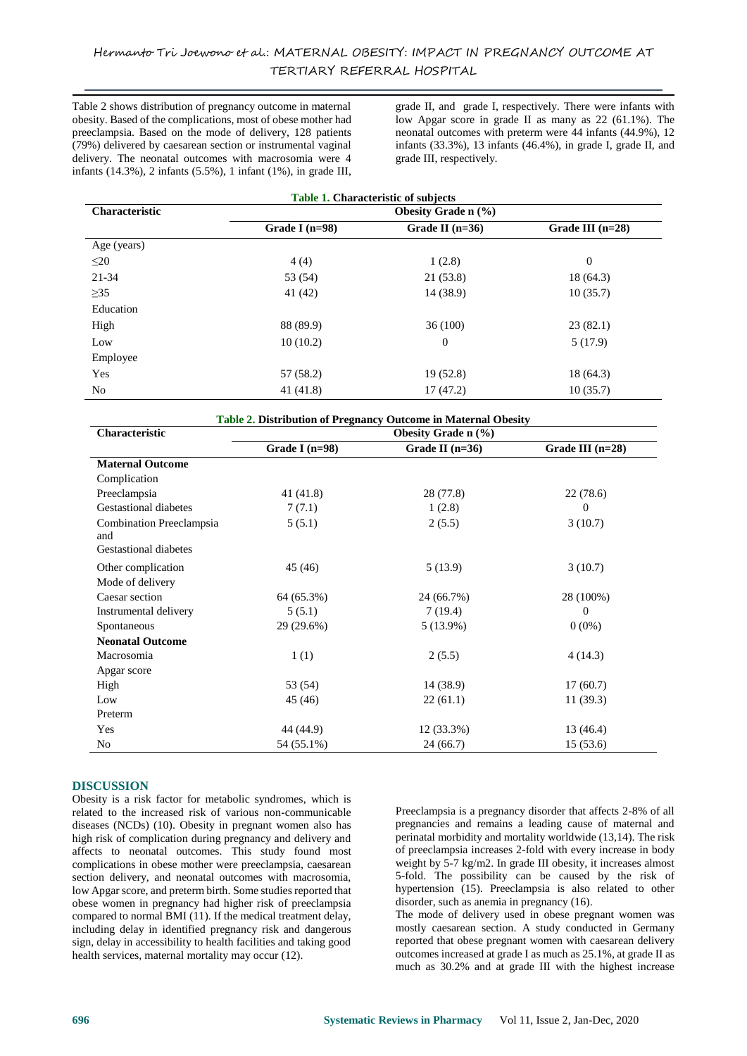Table 2 shows distribution of pregnancy outcome in maternal obesity. Based of the complications, most of obese mother had preeclampsia. Based on the mode of delivery, 128 patients (79%) delivered by caesarean section or instrumental vaginal delivery. The neonatal outcomes with macrosomia were 4 infants (14.3%), 2 infants (5.5%), 1 infant (1%), in grade III, grade II, and grade I, respectively. There were infants with low Apgar score in grade II as many as 22 (61.1%). The neonatal outcomes with preterm were 44 infants (44.9%), 12 infants (33.3%), 13 infants (46.4%), in grade I, grade II, and grade III, respectively.

**Table 1.** Characteristic of subjects

| Characteristic | Obesity Grade n (%) | | |
|---|---|---|---|
| | Grade I (n=98) | Grade II (n=36) | Grade III (n=28) |
| Age (years) | | | |
| ≤20 | 4 (4) | 1 (2.8) | 0 |
| 21-34 | 53 (54) | 21 (53.8) | 18 (64.3) |
| ≥35 | 41 (42) | 14 (38.9) | 10 (35.7) |
| Education | | | |
| High | 88 (89.9) | 36 (100) | 23 (82.1) |
| Low | 10 (10.2) | 0 | 5 (17.9) |
| Employee | | | |
| Yes | 57 (58.2) | 19 (52.8) | 18 (64.3) |
| No | 41 (41.8) | 17 (47.2) | 10 (35.7) |

**Table 2.** Distribution of Pregnancy Outcome in Maternal Obesity

| Characteristic | Obesity Grade n (%) | | |
|---|---|---|---|
| | Grade I (n=98) | Grade II (n=36) | Grade III (n=28) |
| **Maternal Outcome** | | | |
| Complication | | | |
| Preeclampsia | 41 (41.8) | 28 (77.8) | 22 (78.6) |
| Gestational diabetes | 7 (7.1) | 1 (2.8) | 0 |
| Combination Preeclampsia and Gestational diabetes | 5 (5.1) | 2 (5.5) | 3 (10.7) |
| Other complication | 45 (46) | 5 (13.9) | 3 (10.7) |
| Mode of delivery | | | |
| Caesar section | 64 (65.3%) | 24 (66.7%) | 28 (100%) |
| Instrumental delivery | 5 (5.1) | 7 (19.4) | 0 |
| Spontaneous | 29 (29.6%) | 5 (13.9%) | 0 (0%) |
| **Neonatal Outcome** | | | |
| Macrosomia | 1 (1) | 2 (5.5) | 4 (14.3) |
| Apgar score | | | |
| High | 53 (54) | 14 (38.9) | 17 (60.7) |
| Low | 45 (46) | 22 (61.1) | 11 (39.3) |
| Preterm | | | |
| Yes | 44 (44.9) | 12 (33.3%) | 13 (46.4) |
| No | 54 (55.1%) | 24 (66.7) | 15 (53.6) |

## DISCUSSION

Obesity is a risk factor for metabolic syndromes, which is related to the increased risk of various non-communicable diseases (NCDs) (10). Obesity in pregnant women also has high risk of complication during pregnancy and delivery and affects to neonatal outcomes. This study found most complications in obese mother were preeclampsia, caesarean section delivery, and neonatal outcomes with macrosomia, low Apgar score, and preterm birth. Some studies reported that obese women in pregnancy had higher risk of preeclampsia compared to normal BMI (11). If the medical treatment delay, including delay in identified pregnancy risk and dangerous sign, delay in accessibility to health facilities and taking good health services, maternal mortality may occur (12).

Preeclampsia is a pregnancy disorder that affects 2-8% of all pregnancies and remains a leading cause of maternal and perinatal morbidity and mortality worldwide (13,14). The risk of preeclampsia increases 2-fold with every increase in body weight by 5-7 kg/m2. In grade III obesity, it increases almost 5-fold. The possibility can be caused by the risk of hypertension (15). Preeclampsia is also related to other disorder, such as anemia in pregnancy (16).

The mode of delivery used in obese pregnant women was mostly caesarean section. A study conducted in Germany reported that obese pregnant women with caesarean delivery outcomes increased at grade I as much as 25.1%, at grade II as much as 30.2% and at grade III with the highest increase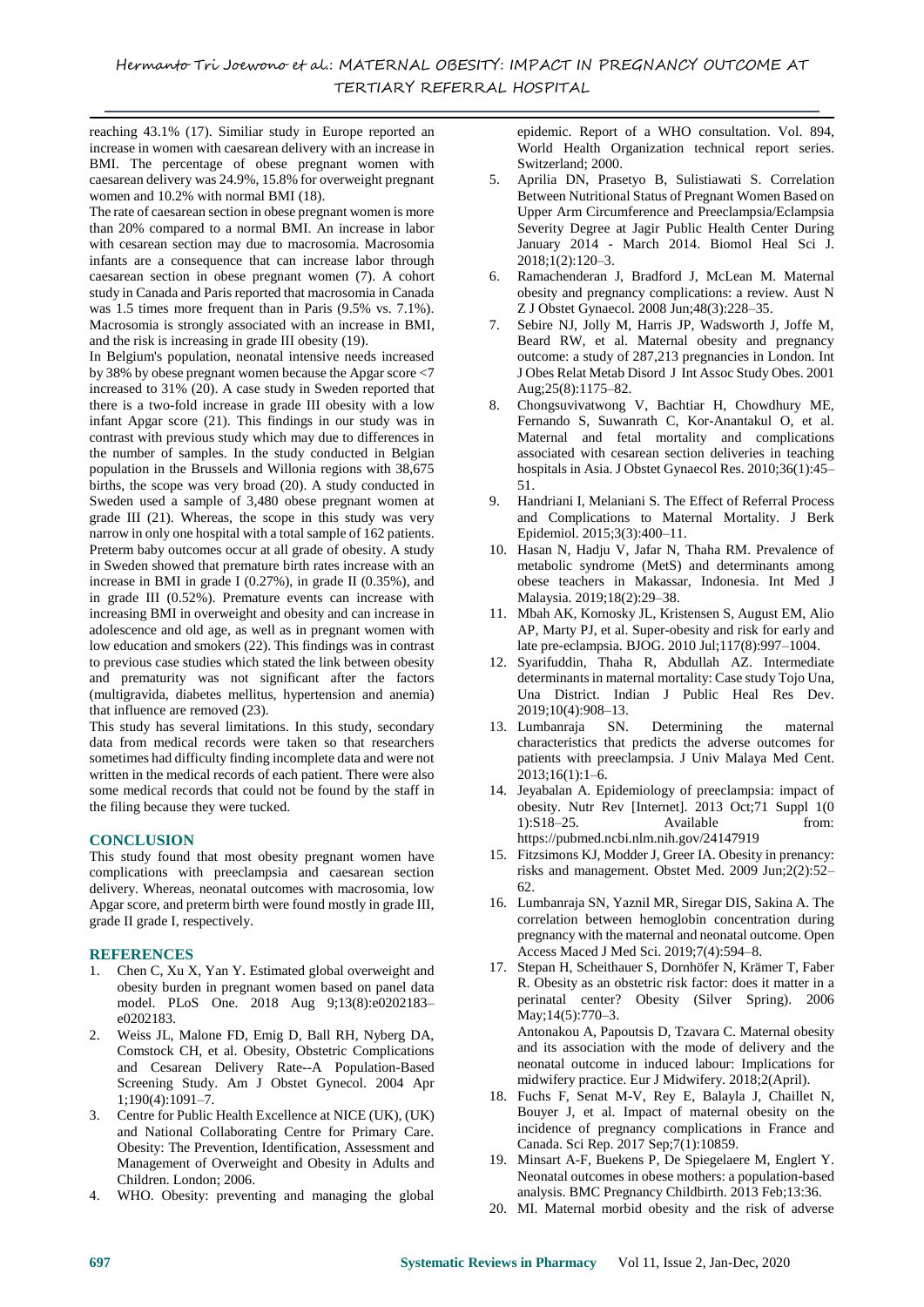reaching 43.1% (17). Similiar study in Europe reported an increase in women with caesarean delivery with an increase in BMI. The percentage of obese pregnant women with caesarean delivery was 24.9%, 15.8% for overweight pregnant women and 10.2% with normal BMI (18).

The rate of caesarean section in obese pregnant women is more than 20% compared to a normal BMI. An increase in labor with cesarean section may due to macrosomia. Macrosomia infants are a consequence that can increase labor through caesarean section in obese pregnant women (7). A cohort study in Canada and Paris reported that macrosomia in Canada was 1.5 times more frequent than in Paris (9.5% vs. 7.1%). Macrosomia is strongly associated with an increase in BMI, and the risk is increasing in grade III obesity (19).

In Belgium's population, neonatal intensive needs increased by 38% by obese pregnant women because the Apgar score <7 increased to 31% (20). A case study in Sweden reported that there is a two-fold increase in grade III obesity with a low infant Apgar score (21). This findings in our study was in contrast with previous study which may due to differences in the number of samples. In the study conducted in Belgian population in the Brussels and Willonia regions with 38,675 births, the scope was very broad (20). A study conducted in Sweden used a sample of 3,480 obese pregnant women at grade III (21). Whereas, the scope in this study was very narrow in only one hospital with a total sample of 162 patients. Preterm baby outcomes occur at all grade of obesity. A study in Sweden showed that premature birth rates increase with an increase in BMI in grade I (0.27%), in grade II (0.35%), and in grade III (0.52%). Premature events can increase with increasing BMI in overweight and obesity and can increase in adolescence and old age, as well as in pregnant women with low education and smokers (22). This findings was in contrast to previous case studies which stated the link between obesity and prematurity was not significant after the factors (multigravida, diabetes mellitus, hypertension and anemia) that influence are removed (23).

This study has several limitations. In this study, secondary data from medical records were taken so that researchers sometimes had difficulty finding incomplete data and were not written in the medical records of each patient. There were also some medical records that could not be found by the staff in the filing because they were tucked.

## CONCLUSION

This study found that most obesity pregnant women have complications with preeclampsia and caesarean section delivery. Whereas, neonatal outcomes with macrosomia, low Apgar score, and preterm birth were found mostly in grade III, grade II grade I, respectively.

## REFERENCES

1. Chen C, Xu X, Yan Y. Estimated global overweight and obesity burden in pregnant women based on panel data model. PLoS One. 2018 Aug 9;13(8):e0202183–e0202183.
2. Weiss JL, Malone FD, Emig D, Ball RH, Nyberg DA, Comstock CH, et al. Obesity, Obstetric Complications and Cesarean Delivery Rate--A Population-Based Screening Study. Am J Obstet Gynecol. 2004 Apr 1;190(4):1091–7.
3. Centre for Public Health Excellence at NICE (UK), (UK) and National Collaborating Centre for Primary Care. Obesity: The Prevention, Identification, Assessment and Management of Overweight and Obesity in Adults and Children. London; 2006.
4. WHO. Obesity: preventing and managing the global epidemic. Report of a WHO consultation. Vol. 894, World Health Organization technical report series. Switzerland; 2000.
5. Aprilia DN, Prasetyo B, Sulistiawati S. Correlation Between Nutritional Status of Pregnant Women Based on Upper Arm Circumference and Preeclampsia/Eclampsia Severity Degree at Jagir Public Health Center During January 2014 - March 2014. Biomol Heal Sci J. 2018;1(2):120–3.
6. Ramachenderan J, Bradford J, McLean M. Maternal obesity and pregnancy complications: a review. Aust N Z J Obstet Gynaecol. 2008 Jun;48(3):228–35.
7. Sebire NJ, Jolly M, Harris JP, Wadsworth J, Joffe M, Beard RW, et al. Maternal obesity and pregnancy outcome: a study of 287,213 pregnancies in London. Int J Obes Relat Metab Disord J Int Assoc Study Obes. 2001 Aug;25(8):1175–82.
8. Chongsuvivatwong V, Bachtiar H, Chowdhury ME, Fernando S, Suwanrath C, Kor-Anantakul O, et al. Maternal and fetal mortality and complications associated with cesarean section deliveries in teaching hospitals in Asia. J Obstet Gynaecol Res. 2010;36(1):45–51.
9. Handriani I, Melaniani S. The Effect of Referral Process and Complications to Maternal Mortality. J Berk Epidemiol. 2015;3(3):400–11.
10. Hasan N, Hadju V, Jafar N, Thaha RM. Prevalence of metabolic syndrome (MetS) and determinants among obese teachers in Makassar, Indonesia. Int Med J Malaysia. 2019;18(2):29–38.
11. Mbah AK, Kornosky JL, Kristensen S, August EM, Alio AP, Marty PJ, et al. Super-obesity and risk for early and late pre-eclampsia. BJOG. 2010 Jul;117(8):997–1004.
12. Syarifuddin, Thaha R, Abdullah AZ. Intermediate determinants in maternal mortality: Case study Tojo Una, Una District. Indian J Public Heal Res Dev. 2019;10(4):908–13.
13. Lumbanraja SN. Determining the maternal characteristics that predicts the adverse outcomes for patients with preeclampsia. J Univ Malaya Med Cent. 2013;16(1):1–6.
14. Jeyabalan A. Epidemiology of preeclampsia: impact of obesity. Nutr Rev [Internet]. 2013 Oct;71 Suppl 1(0 1):S18–25. Available from: https://pubmed.ncbi.nlm.nih.gov/24147919
15. Fitzsimons KJ, Modder J, Greer IA. Obesity in prenancy: risks and management. Obstet Med. 2009 Jun;2(2):52–62.
16. Lumbanraja SN, Yaznil MR, Siregar DIS, Sakina A. The correlation between hemoglobin concentration during pregnancy with the maternal and neonatal outcome. Open Access Maced J Med Sci. 2019;7(4):594–8.
17. Stepan H, Scheithauer S, Dornhöfer N, Krämer T, Faber R. Obesity as an obstetric risk factor: does it matter in a perinatal center? Obesity (Silver Spring). 2006 May;14(5):770–3.
    Antonakou A, Papoutsis D, Tzavara C. Maternal obesity and its association with the mode of delivery and the neonatal outcome in induced labour: Implications for midwifery practice. Eur J Midwifery. 2018;2(April).
18. Fuchs F, Senat M-V, Rey E, Balayla J, Chaillet N, Bouyer J, et al. Impact of maternal obesity on the incidence of pregnancy complications in France and Canada. Sci Rep. 2017 Sep;7(1):10859.
19. Minsart A-F, Buekens P, De Spiegelaere M, Englert Y. Neonatal outcomes in obese mothers: a population-based analysis. BMC Pregnancy Childbirth. 2013 Feb;13:36.
20. MI. Maternal morbid obesity and the risk of adverse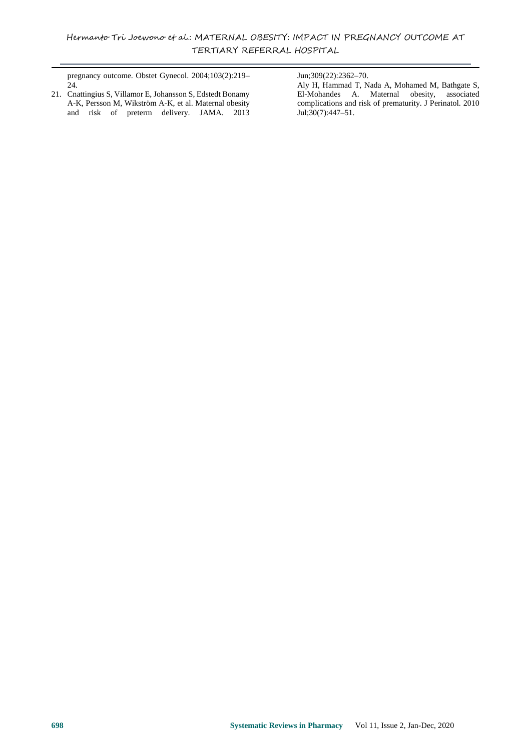pregnancy outcome. Obstet Gynecol. 2004;103(2):219–24.

21. Cnattingius S, Villamor E, Johansson S, Edstedt Bonamy A-K, Persson M, Wikström A-K, et al. Maternal obesity and risk of preterm delivery. JAMA. 2013 Jun;309(22):2362–70.

Aly H, Hammad T, Nada A, Mohamed M, Bathgate S, El-Mohandes A. Maternal obesity, associated complications and risk of prematurity. J Perinatol. 2010 Jul;30(7):447–51.